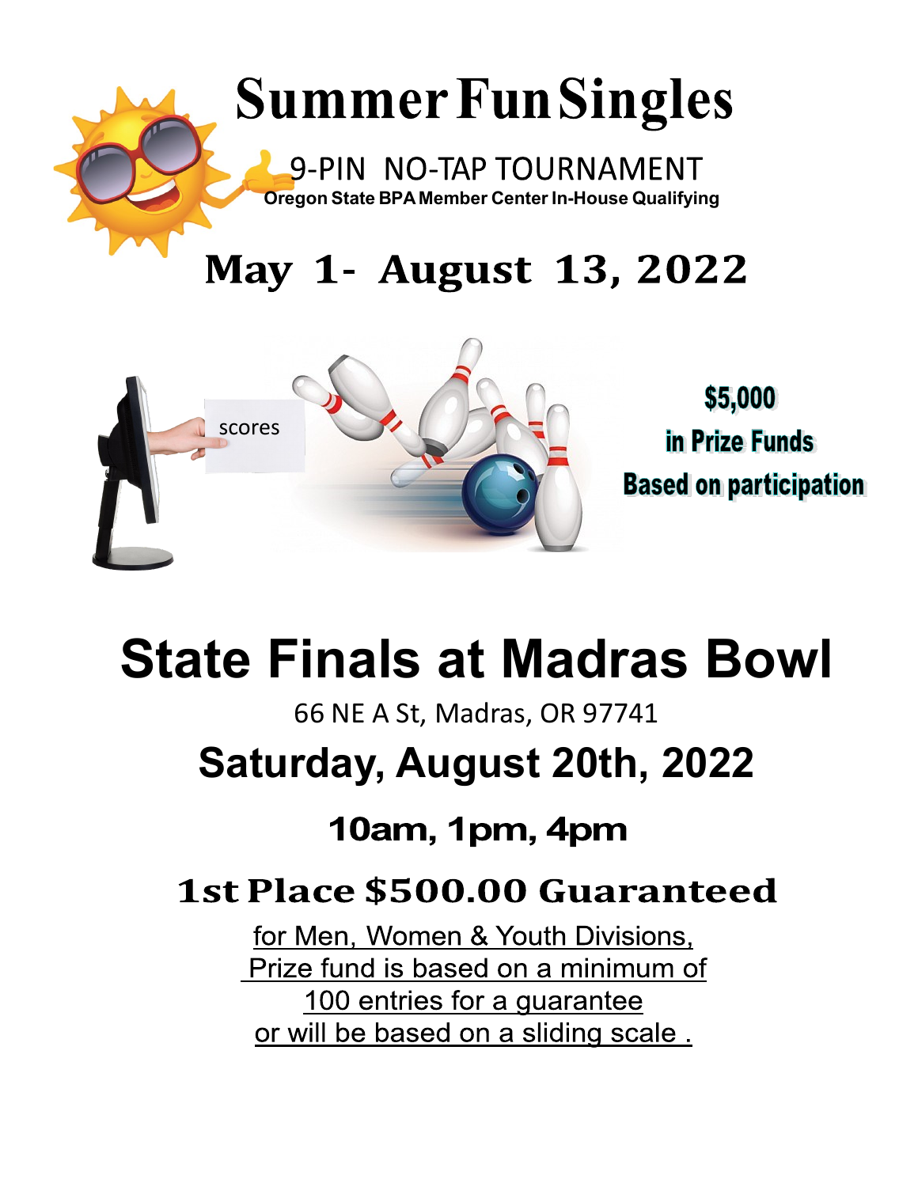# Summer Fun Singles

## 9-PIN NO-TAP TOURNAMENT

**Oregon State BPA Member Center In-House Qualifying**

## May 1- August 13, 2022

scores

**$5,000**
**in Prize Funds**
**Based on participation**

# State Finals at Madras Bowl

66 NE A St, Madras, OR 97741

## Saturday, August 20th, 2022

### 10am, 1pm, 4pm

## 1st Place $500.00 Guaranteed

for Men, Women & Youth Divisions,
Prize fund is based on a minimum of
100 entries for a guarantee
or will be based on a sliding scale .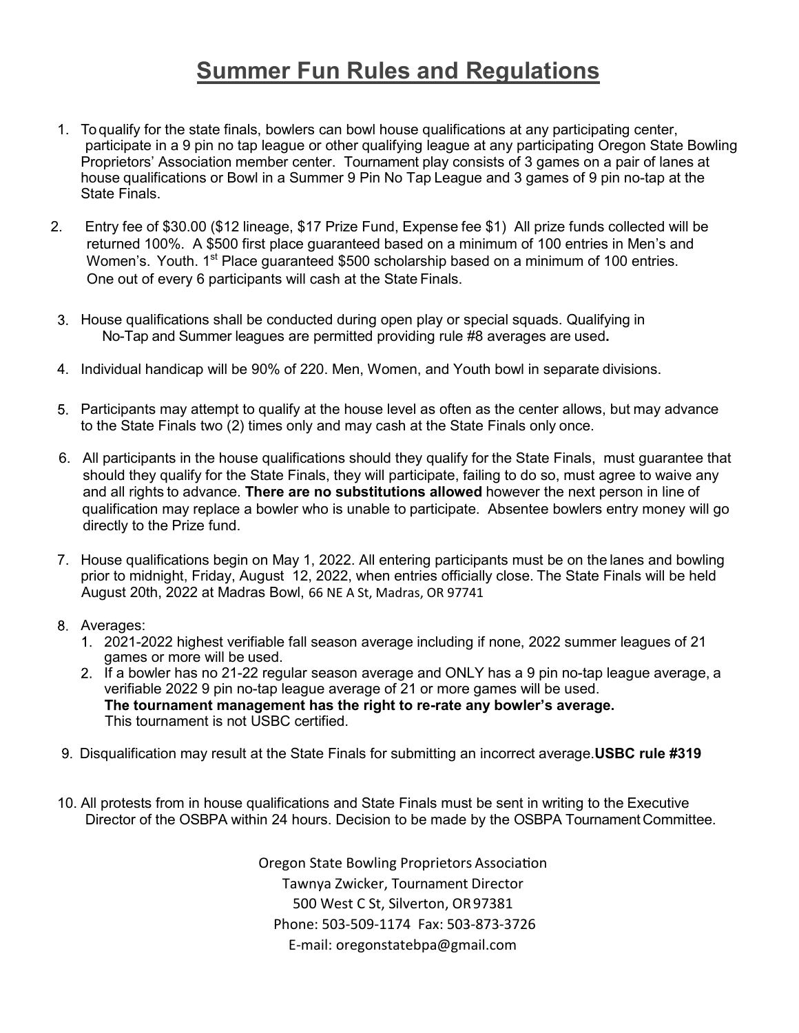# Summer Fun Rules and Regulations

1. To qualify for the state finals, bowlers can bowl house qualifications at any participating center, participate in a 9 pin no tap league or other qualifying league at any participating Oregon State Bowling Proprietors' Association member center. Tournament play consists of 3 games on a pair of lanes at house qualifications or Bowl in a Summer 9 Pin No Tap League and 3 games of 9 pin no-tap at the State Finals.

2. Entry fee of $30.00 ($12 lineage, $17 Prize Fund, Expense fee $1) All prize funds collected will be returned 100%. A $500 first place guaranteed based on a minimum of 100 entries in Men's and Women's. Youth. 1st Place guaranteed $500 scholarship based on a minimum of 100 entries. One out of every 6 participants will cash at the State Finals.

3. House qualifications shall be conducted during open play or special squads. Qualifying in No-Tap and Summer leagues are permitted providing rule #8 averages are used**.**

4. Individual handicap will be 90% of 220. Men, Women, and Youth bowl in separate divisions.

5. Participants may attempt to qualify at the house level as often as the center allows, but may advance to the State Finals two (2) times only and may cash at the State Finals only once.

6. All participants in the house qualifications should they qualify for the State Finals, must guarantee that should they qualify for the State Finals, they will participate, failing to do so, must agree to waive any and all rights to advance. **There are no substitutions allowed** however the next person in line of qualification may replace a bowler who is unable to participate. Absentee bowlers entry money will go directly to the Prize fund.

7. House qualifications begin on May 1, 2022. All entering participants must be on the lanes and bowling prior to midnight, Friday, August 12, 2022, when entries officially close. The State Finals will be held August 20th, 2022 at Madras Bowl, 66 NE A St, Madras, OR 97741

8. Averages:
   1. 2021-2022 highest verifiable fall season average including if none, 2022 summer leagues of 21 games or more will be used.
   2. If a bowler has no 21-22 regular season average and ONLY has a 9 pin no-tap league average, a verifiable 2022 9 pin no-tap league average of 21 or more games will be used.
      **The tournament management has the right to re-rate any bowler's average.**
      This tournament is not USBC certified.

9. Disqualification may result at the State Finals for submitting an incorrect average.**USBC rule #319**

10. All protests from in house qualifications and State Finals must be sent in writing to the Executive Director of the OSBPA within 24 hours. Decision to be made by the OSBPA Tournament Committee.

Oregon State Bowling Proprietors Association
Tawnya Zwicker, Tournament Director
500 West C St, Silverton, OR 97381
Phone: 503-509-1174 Fax: 503-873-3726
E-mail: oregonstatebpa@gmail.com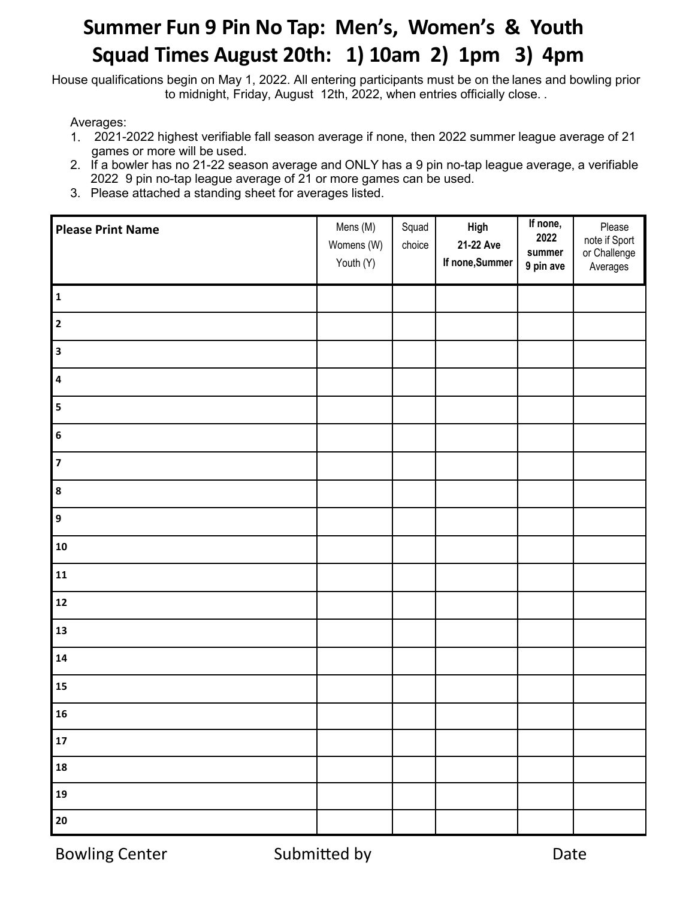# Summer Fun 9 Pin No Tap: Men's, Women's & Youth
# Squad Times August 20th: 1) 10am 2) 1pm 3) 4pm

House qualifications begin on May 1, 2022. All entering participants must be on the lanes and bowling prior to midnight, Friday, August 12th, 2022, when entries officially close. .

Averages:

1. 2021-2022 highest verifiable fall season average if none, then 2022 summer league average of 21 games or more will be used.
2. If a bowler has no 21-22 season average and ONLY has a 9 pin no-tap league average, a verifiable 2022 9 pin no-tap league average of 21 or more games can be used.
3. Please attached a standing sheet for averages listed.

| **Please Print Name** | Mens (M) Womens (W) Youth (Y) | Squad choice | **High 21-22 Ave If none,Summer** | **If none, 2022 summer 9 pin ave** | Please note if Sport or Challenge Averages |
|---|---|---|---|---|---|
| **1** | | | | | |
| **2** | | | | | |
| **3** | | | | | |
| **4** | | | | | |
| **5** | | | | | |
| **6** | | | | | |
| **7** | | | | | |
| **8** | | | | | |
| **9** | | | | | |
| **10** | | | | | |
| **11** | | | | | |
| **12** | | | | | |
| **13** | | | | | |
| **14** | | | | | |
| **15** | | | | | |
| **16** | | | | | |
| **17** | | | | | |
| **18** | | | | | |
| **19** | | | | | |
| **20** | | | | | |

Bowling Center Submitted by Date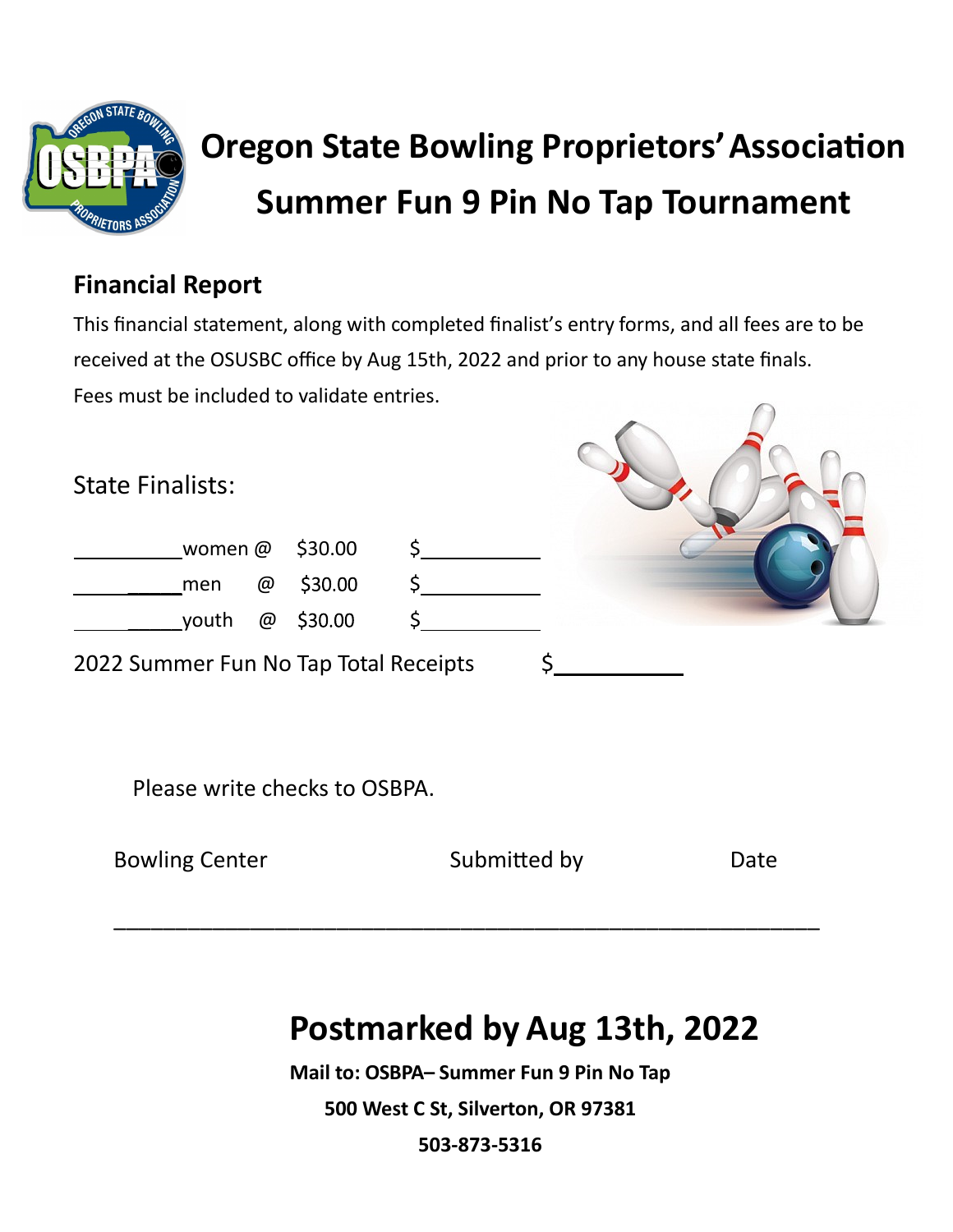# Oregon State Bowling Proprietors' Association
# Summer Fun 9 Pin No Tap Tournament

## Financial Report

This financial statement, along with completed finalist's entry forms, and all fees are to be received at the OSUSBC office by Aug 15th, 2022 and prior to any house state finals. Fees must be included to validate entries.

State Finalists:

| | | | | |
|---|---|---|---|---|
| __________ | women | @ | $30.00 | $__________ |
| __________ | men | @ | $30.00 | $__________ |
| __________ | youth | @ | $30.00 | $__________ |

2022 Summer Fun No Tap Total Receipts $__________

Please write checks to OSBPA.

Bowling Center    Submitted by    Date

______________________________________________________________

## Postmarked by Aug 13th, 2022

**Mail to: OSBPA– Summer Fun 9 Pin No Tap**

**500 West C St, Silverton, OR 97381**

**503-873-5316**